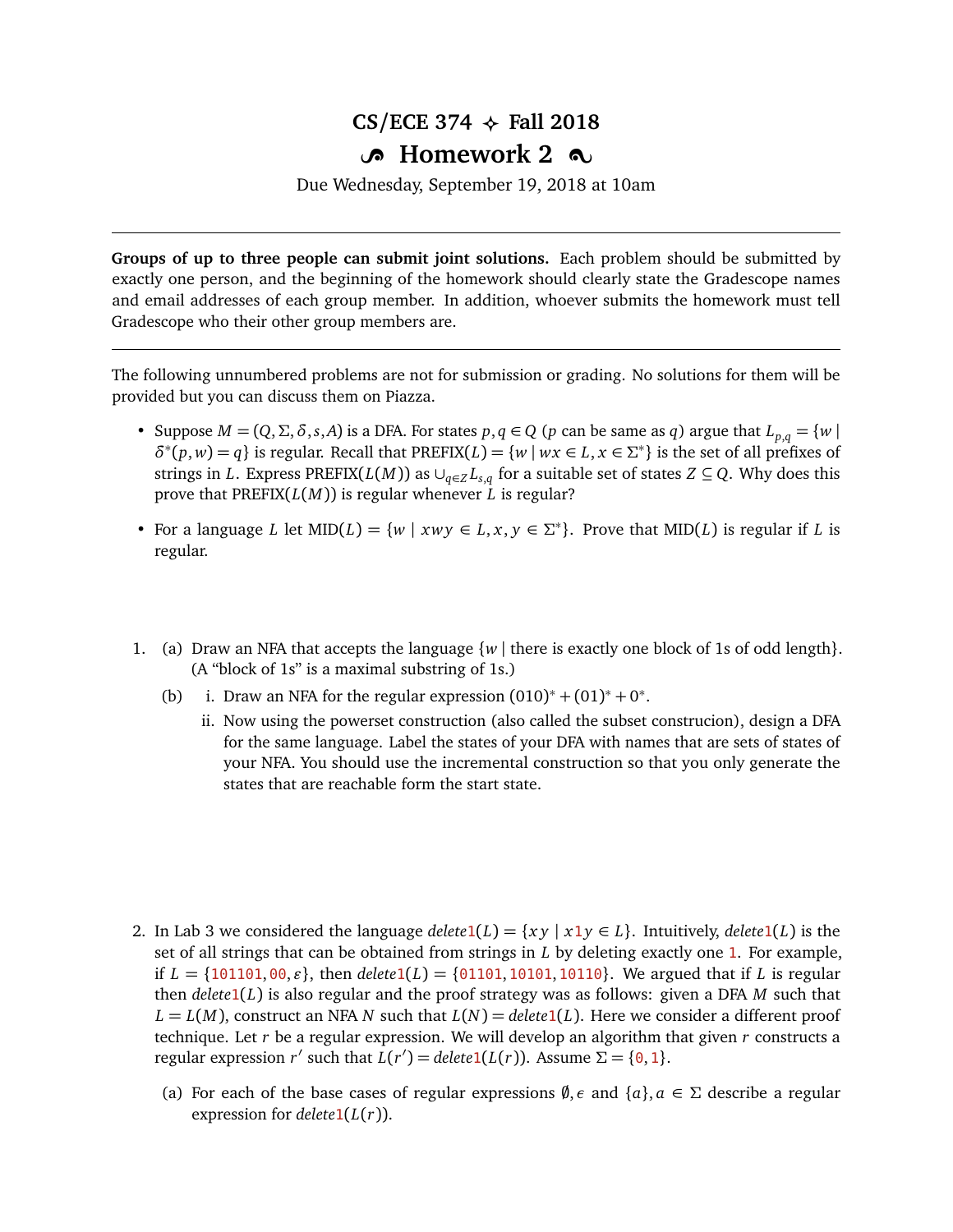# CS/ECE 374 ✧ Fall 2018

## Homework 2

Due Wednesday, September 19, 2018 at 10am

---

**Groups of up to three people can submit joint solutions.** Each problem should be submitted by exactly one person, and the beginning of the homework should clearly state the Gradescope names and email addresses of each group member. In addition, whoever submits the homework must tell Gradescope who their other group members are.

---

The following unnumbered problems are not for submission or grading. No solutions for them will be provided but you can discuss them on Piazza.

- Suppose $M = (Q, \Sigma, \delta, s, A)$ is a DFA. For states $p, q \in Q$ ($p$ can be same as $q$) argue that $L_{p,q} = \{w \mid \delta^*(p, w) = q\}$ is regular. Recall that PREFIX$(L) = \{w \mid wx \in L, x \in \Sigma^*\}$ is the set of all prefixes of strings in $L$. Express PREFIX$(L(M))$ as $\cup_{q \in Z} L_{s,q}$ for a suitable set of states $Z \subseteq Q$. Why does this prove that PREFIX$(L(M))$ is regular whenever $L$ is regular?
- For a language $L$ let MID$(L) = \{w \mid xwy \in L, x, y \in \Sigma^*\}$. Prove that MID$(L)$ is regular if $L$ is regular.

1. (a) Draw an NFA that accepts the language $\{w \mid$ there is exactly one block of 1s of odd length$\}$. (A "block of 1s" is a maximal substring of 1s.)

   (b) i. Draw an NFA for the regular expression $(010)^* + (01)^* + 0^*$.

   ii. Now using the powerset construction (also called the subset construcion), design a DFA for the same language. Label the states of your DFA with names that are sets of states of your NFA. You should use the incremental construction so that you only generate the states that are reachable form the start state.

2. In Lab 3 we considered the language $delete1(L) = \{xy \mid x1y \in L\}$. Intuitively, $delete1(L)$ is the set of all strings that can be obtained from strings in $L$ by deleting exactly one 1. For example, if $L = \{101101, 00, \epsilon\}$, then $delete1(L) = \{01101, 10101, 10110\}$. We argued that if $L$ is regular then $delete1(L)$ is also regular and the proof strategy was as follows: given a DFA $M$ such that $L = L(M)$, construct an NFA $N$ such that $L(N) = delete1(L)$. Here we consider a different proof technique. Let $r$ be a regular expression. We will develop an algorithm that given $r$ constructs a regular expression $r'$ such that $L(r') = delete1(L(r))$. Assume $\Sigma = \{0, 1\}$.

   (a) For each of the base cases of regular expressions $\emptyset, \epsilon$ and $\{a\}, a \in \Sigma$ describe a regular expression for $delete1(L(r))$.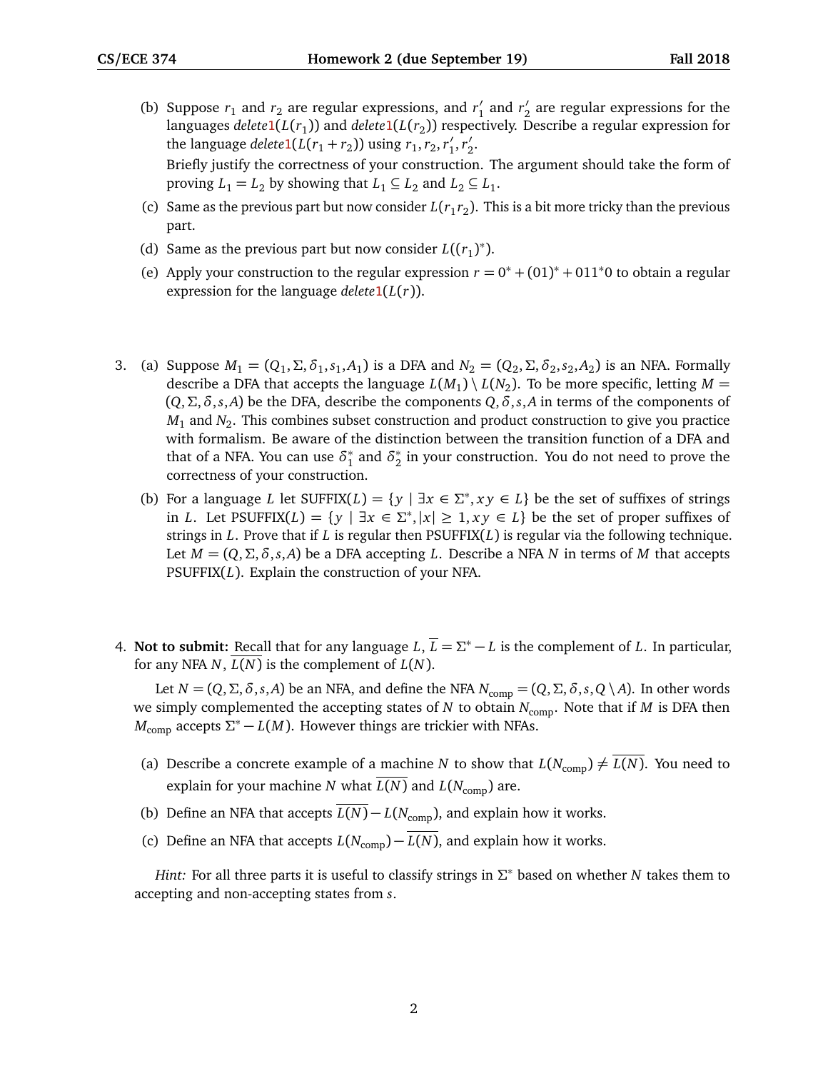(b) Suppose $r_1$ and $r_2$ are regular expressions, and $r_1'$ and $r_2'$ are regular expressions for the languages $delete1(L(r_1))$ and $delete1(L(r_2))$ respectively. Describe a regular expression for the language $delete1(L(r_1 + r_2))$ using $r_1, r_2, r_1', r_2'$.

Briefly justify the correctness of your construction. The argument should take the form of proving $L_1 = L_2$ by showing that $L_1 \subseteq L_2$ and $L_2 \subseteq L_1$.

(c) Same as the previous part but now consider $L(r_1 r_2)$. This is a bit more tricky than the previous part.

(d) Same as the previous part but now consider $L((r_1)^*)$.

(e) Apply your construction to the regular expression $r = 0^* + (01)^* + 011^*0$ to obtain a regular expression for the language $delete1(L(r))$.

3. (a) Suppose $M_1 = (Q_1, \Sigma, \delta_1, s_1, A_1)$ is a DFA and $N_2 = (Q_2, \Sigma, \delta_2, s_2, A_2)$ is an NFA. Formally describe a DFA that accepts the language $L(M_1) \setminus L(N_2)$. To be more specific, letting $M = (Q, \Sigma, \delta, s, A)$ be the DFA, describe the components $Q, \delta, s, A$ in terms of the components of $M_1$ and $N_2$. This combines subset construction and product construction to give you practice with formalism. Be aware of the distinction between the transition function of a DFA and that of a NFA. You can use $\delta_1^*$ and $\delta_2^*$ in your construction. You do not need to prove the correctness of your construction.

   (b) For a language $L$ let $\text{SUFFIX}(L) = \{y \mid \exists x \in \Sigma^*, xy \in L\}$ be the set of suffixes of strings in $L$. Let $\text{PSUFFIX}(L) = \{y \mid \exists x \in \Sigma^*, |x| \geq 1, xy \in L\}$ be the set of proper suffixes of strings in $L$. Prove that if $L$ is regular then $\text{PSUFFIX}(L)$ is regular via the following technique. Let $M = (Q, \Sigma, \delta, s, A)$ be a DFA accepting $L$. Describe a NFA $N$ in terms of $M$ that accepts $\text{PSUFFIX}(L)$. Explain the construction of your NFA.

4. **Not to submit:** Recall that for any language $L$, $\overline{L} = \Sigma^* - L$ is the complement of $L$. In particular, for any NFA $N$, $\overline{L(N)}$ is the complement of $L(N)$.

   Let $N = (Q, \Sigma, \delta, s, A)$ be an NFA, and define the NFA $N_{\text{comp}} = (Q, \Sigma, \delta, s, Q \setminus A)$. In other words we simply complemented the accepting states of $N$ to obtain $N_{\text{comp}}$. Note that if $M$ is DFA then $M_{\text{comp}}$ accepts $\Sigma^* - L(M)$. However things are trickier with NFAs.

   (a) Describe a concrete example of a machine $N$ to show that $L(N_{\text{comp}}) \neq \overline{L(N)}$. You need to explain for your machine $N$ what $\overline{L(N)}$ and $L(N_{\text{comp}})$ are.

   (b) Define an NFA that accepts $\overline{L(N)} - L(N_{\text{comp}})$, and explain how it works.

   (c) Define an NFA that accepts $L(N_{\text{comp}}) - \overline{L(N)}$, and explain how it works.

   *Hint:* For all three parts it is useful to classify strings in $\Sigma^*$ based on whether $N$ takes them to accepting and non-accepting states from $s$.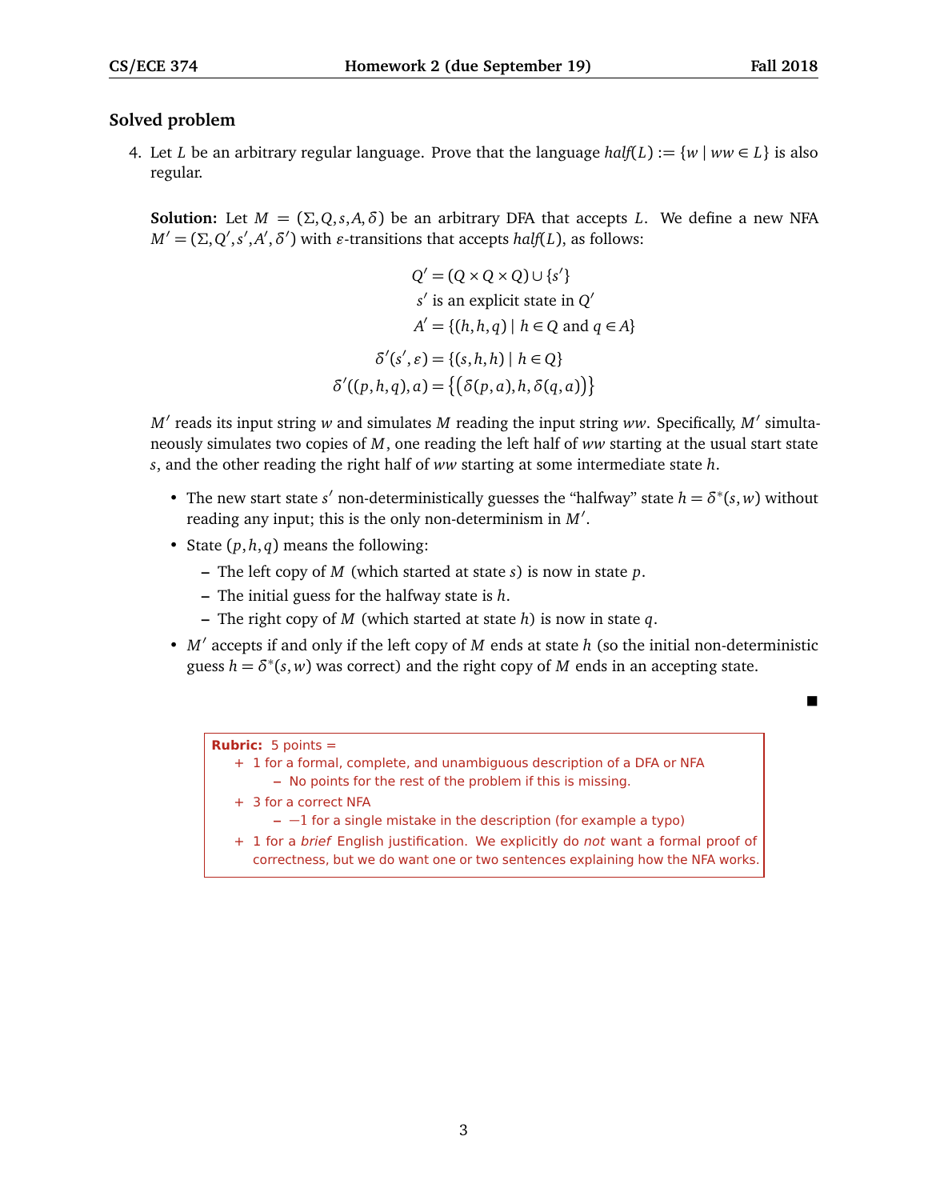## Solved problem

4. Let $L$ be an arbitrary regular language. Prove that the language $half(L) := \{w \mid ww \in L\}$ is also regular.

**Solution:** Let $M = (\Sigma, Q, s, A, \delta)$ be an arbitrary DFA that accepts $L$. We define a new NFA $M' = (\Sigma, Q', s', A', \delta')$ with $\varepsilon$-transitions that accepts $half(L)$, as follows:

$$Q' = (Q \times Q \times Q) \cup \{s'\}$$
$$s' \text{ is an explicit state in } Q'$$
$$A' = \{(h, h, q) \mid h \in Q \text{ and } q \in A\}$$
$$\delta'(s', \varepsilon) = \{(s, h, h) \mid h \in Q\}$$
$$\delta'((p, h, q), a) = \big\{\big(\delta(p, a), h, \delta(q, a)\big)\big\}$$

$M'$ reads its input string $w$ and simulates $M$ reading the input string $ww$. Specifically, $M'$ simultaneously simulates two copies of $M$, one reading the left half of $ww$ starting at the usual start state $s$, and the other reading the right half of $ww$ starting at some intermediate state $h$.

- The new start state $s'$ non-deterministically guesses the "halfway" state $h = \delta^*(s, w)$ without reading any input; this is the only non-determinism in $M'$.
- State $(p, h, q)$ means the following:
  - The left copy of $M$ (which started at state $s$) is now in state $p$.
  - The initial guess for the halfway state is $h$.
  - The right copy of $M$ (which started at state $h$) is now in state $q$.
- $M'$ accepts if and only if the left copy of $M$ ends at state $h$ (so the initial non-deterministic guess $h = \delta^*(s, w)$ was correct) and the right copy of $M$ ends in an accepting state.

■

**Rubric:** 5 points =
- \+ 1 for a formal, complete, and unambiguous description of a DFA or NFA
  - − No points for the rest of the problem if this is missing.
- \+ 3 for a correct NFA
  - − −1 for a single mistake in the description (for example a typo)
- \+ 1 for a *brief* English justification. We explicitly do *not* want a formal proof of correctness, but we do want one or two sentences explaining how the NFA works.